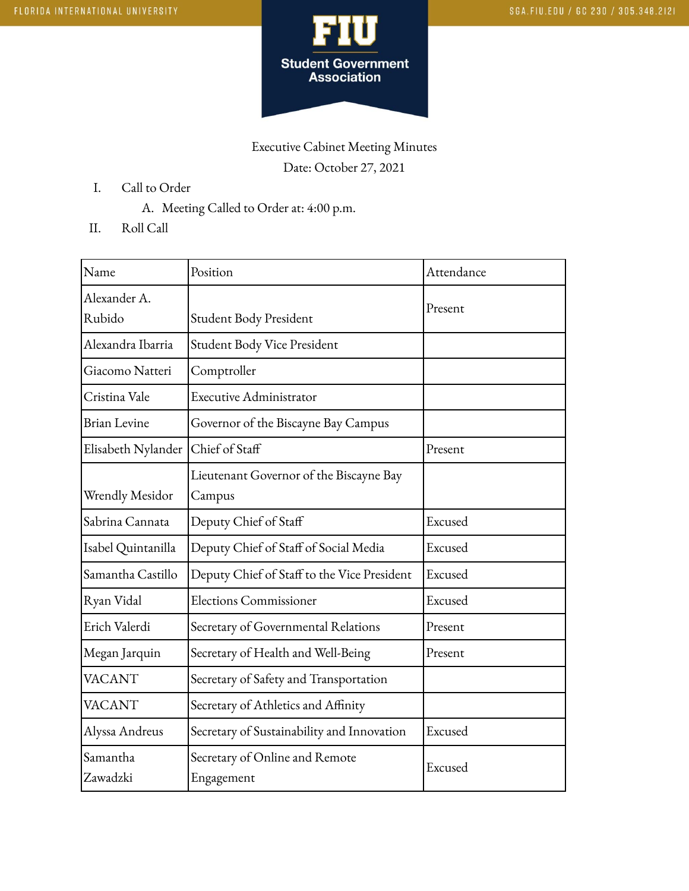FIU Student Government Association

Executive Cabinet Meeting Minutes

Date: October 27, 2021

I. Call to Order

  A. Meeting Called to Order at: 4:00 p.m.

II. Roll Call

| Name | Position | Attendance |
|---|---|---|
| Alexander A. Rubido | Student Body President | Present |
| Alexandra Ibarria | Student Body Vice President | |
| Giacomo Natteri | Comptroller | |
| Cristina Vale | Executive Administrator | |
| Brian Levine | Governor of the Biscayne Bay Campus | |
| Elisabeth Nylander | Chief of Staff | Present |
| Wrendly Mesidor | Lieutenant Governor of the Biscayne Bay Campus | |
| Sabrina Cannata | Deputy Chief of Staff | Excused |
| Isabel Quintanilla | Deputy Chief of Staff of Social Media | Excused |
| Samantha Castillo | Deputy Chief of Staff to the Vice President | Excused |
| Ryan Vidal | Elections Commissioner | Excused |
| Erich Valerdi | Secretary of Governmental Relations | Present |
| Megan Jarquin | Secretary of Health and Well-Being | Present |
| VACANT | Secretary of Safety and Transportation | |
| VACANT | Secretary of Athletics and Affinity | |
| Alyssa Andreus | Secretary of Sustainability and Innovation | Excused |
| Samantha Zawadzki | Secretary of Online and Remote Engagement | Excused |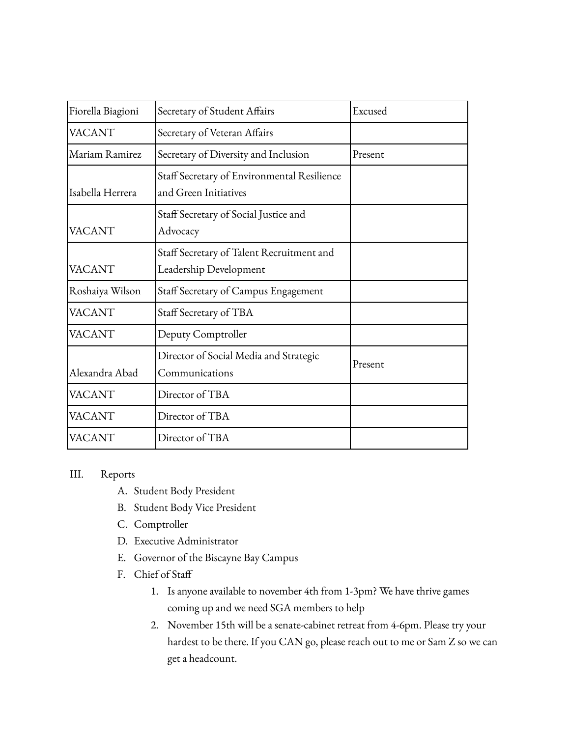| Fiorella Biagioni | Secretary of Student Affairs | Excused |
|---|---|---|
| VACANT | Secretary of Veteran Affairs | |
| Mariam Ramirez | Secretary of Diversity and Inclusion | Present |
| Isabella Herrera | Staff Secretary of Environmental Resilience and Green Initiatives | |
| VACANT | Staff Secretary of Social Justice and Advocacy | |
| VACANT | Staff Secretary of Talent Recruitment and Leadership Development | |
| Roshaiya Wilson | Staff Secretary of Campus Engagement | |
| VACANT | Staff Secretary of TBA | |
| VACANT | Deputy Comptroller | |
| Alexandra Abad | Director of Social Media and Strategic Communications | Present |
| VACANT | Director of TBA | |
| VACANT | Director of TBA | |
| VACANT | Director of TBA | |

III. Reports

A. Student Body President

B. Student Body Vice President

C. Comptroller

D. Executive Administrator

E. Governor of the Biscayne Bay Campus

F. Chief of Staff

1. Is anyone available to november 4th from 1-3pm? We have thrive games coming up and we need SGA members to help
2. November 15th will be a senate-cabinet retreat from 4-6pm. Please try your hardest to be there. If you CAN go, please reach out to me or Sam Z so we can get a headcount.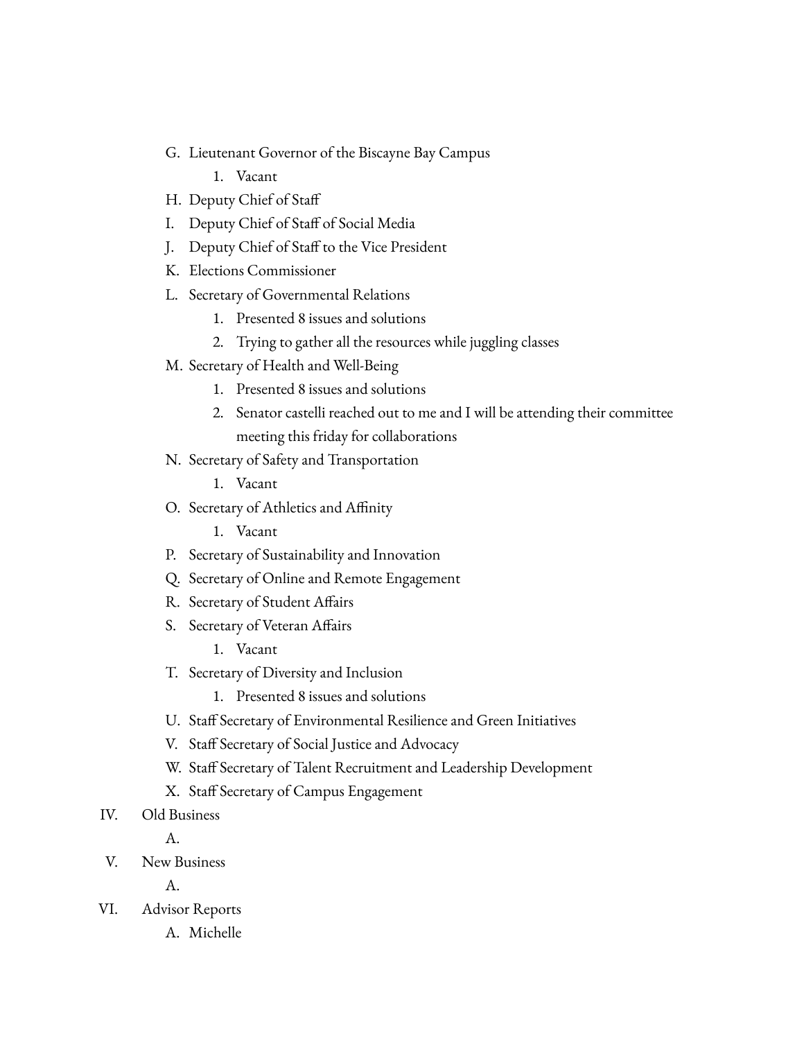G. Lieutenant Governor of the Biscayne Bay Campus
    1. Vacant
H. Deputy Chief of Staff
I. Deputy Chief of Staff of Social Media
J. Deputy Chief of Staff to the Vice President
K. Elections Commissioner
L. Secretary of Governmental Relations
    1. Presented 8 issues and solutions
    2. Trying to gather all the resources while juggling classes
M. Secretary of Health and Well-Being
    1. Presented 8 issues and solutions
    2. Senator castelli reached out to me and I will be attending their committee meeting this friday for collaborations
N. Secretary of Safety and Transportation
    1. Vacant
O. Secretary of Athletics and Affinity
    1. Vacant
P. Secretary of Sustainability and Innovation
Q. Secretary of Online and Remote Engagement
R. Secretary of Student Affairs
S. Secretary of Veteran Affairs
    1. Vacant
T. Secretary of Diversity and Inclusion
    1. Presented 8 issues and solutions
U. Staff Secretary of Environmental Resilience and Green Initiatives
V. Staff Secretary of Social Justice and Advocacy
W. Staff Secretary of Talent Recruitment and Leadership Development
X. Staff Secretary of Campus Engagement

IV. Old Business
    A.

V. New Business
    A.

VI. Advisor Reports
    A. Michelle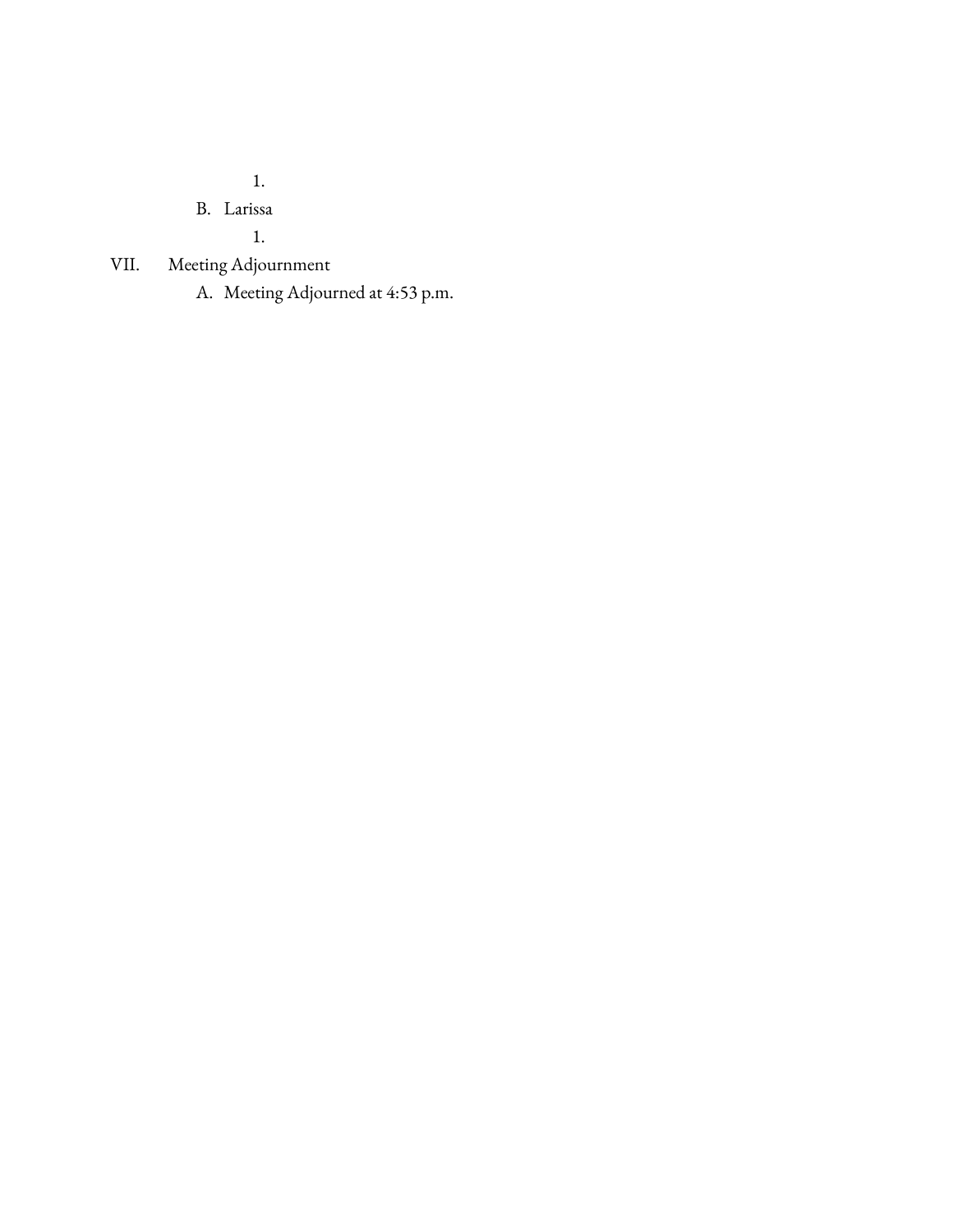1.

B. Larissa

1.

VII. Meeting Adjournment

A. Meeting Adjourned at 4:53 p.m.